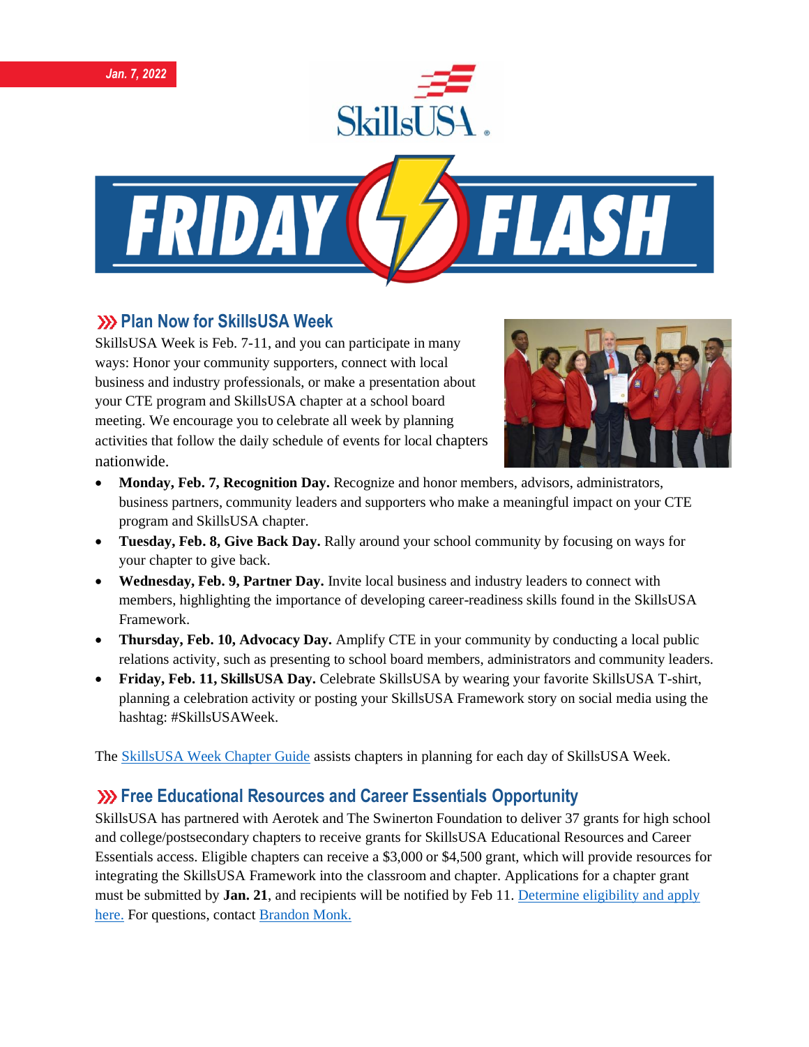*Jan. 7, 2022*

# FRIDAY FLASH

## Plan Now for SkillsUSA Week

SkillsUSA Week is Feb. 7-11, and you can participate in many ways: Honor your community supporters, connect with local business and industry professionals, or make a presentation about your CTE program and SkillsUSA chapter at a school board meeting. We encourage you to celebrate all week by planning activities that follow the daily schedule of events for local chapters nationwide.

- **Monday, Feb. 7, Recognition Day.** Recognize and honor members, advisors, administrators, business partners, community leaders and supporters who make a meaningful impact on your CTE program and SkillsUSA chapter.
- **Tuesday, Feb. 8, Give Back Day.** Rally around your school community by focusing on ways for your chapter to give back.
- **Wednesday, Feb. 9, Partner Day.** Invite local business and industry leaders to connect with members, highlighting the importance of developing career-readiness skills found in the SkillsUSA Framework.
- **Thursday, Feb. 10, Advocacy Day.** Amplify CTE in your community by conducting a local public relations activity, such as presenting to school board members, administrators and community leaders.
- **Friday, Feb. 11, SkillsUSA Day.** Celebrate SkillsUSA by wearing your favorite SkillsUSA T-shirt, planning a celebration activity or posting your SkillsUSA Framework story on social media using the hashtag: #SkillsUSAWeek.

The SkillsUSA Week Chapter Guide assists chapters in planning for each day of SkillsUSA Week.

## Free Educational Resources and Career Essentials Opportunity

SkillsUSA has partnered with Aerotek and The Swinerton Foundation to deliver 37 grants for high school and college/postsecondary chapters to receive grants for SkillsUSA Educational Resources and Career Essentials access. Eligible chapters can receive a $3,000 or $4,500 grant, which will provide resources for integrating the SkillsUSA Framework into the classroom and chapter. Applications for a chapter grant must be submitted by **Jan. 21**, and recipients will be notified by Feb 11. Determine eligibility and apply here. For questions, contact Brandon Monk.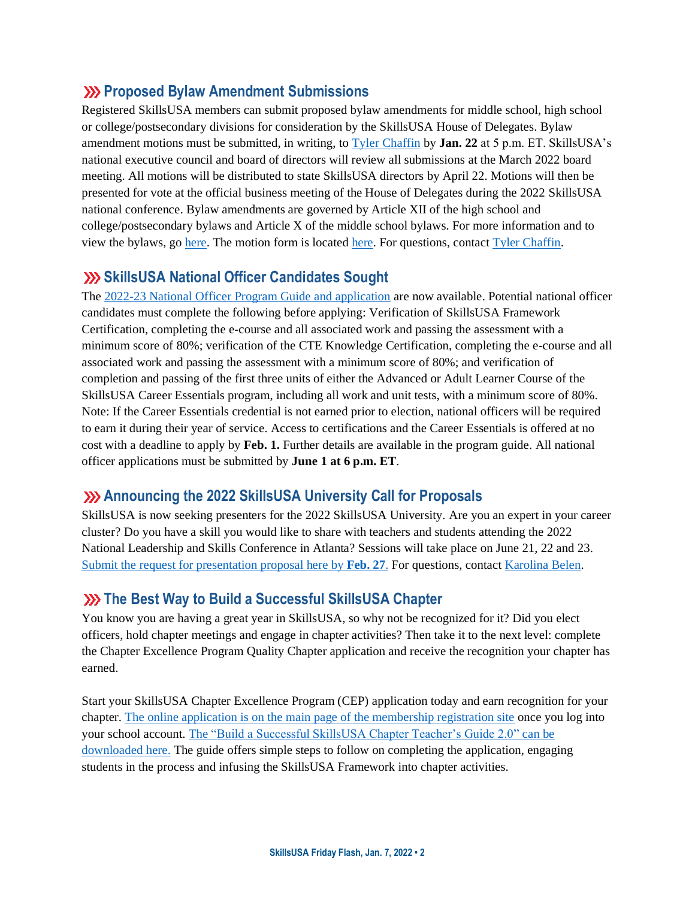## Proposed Bylaw Amendment Submissions

Registered SkillsUSA members can submit proposed bylaw amendments for middle school, high school or college/postsecondary divisions for consideration by the SkillsUSA House of Delegates. Bylaw amendment motions must be submitted, in writing, to Tyler Chaffin by **Jan. 22** at 5 p.m. ET. SkillsUSA's national executive council and board of directors will review all submissions at the March 2022 board meeting. All motions will be distributed to state SkillsUSA directors by April 22. Motions will then be presented for vote at the official business meeting of the House of Delegates during the 2022 SkillsUSA national conference. Bylaw amendments are governed by Article XII of the high school and college/postsecondary bylaws and Article X of the middle school bylaws. For more information and to view the bylaws, go here. The motion form is located here. For questions, contact Tyler Chaffin.

## SkillsUSA National Officer Candidates Sought

The 2022-23 National Officer Program Guide and application are now available. Potential national officer candidates must complete the following before applying: Verification of SkillsUSA Framework Certification, completing the e-course and all associated work and passing the assessment with a minimum score of 80%; verification of the CTE Knowledge Certification, completing the e-course and all associated work and passing the assessment with a minimum score of 80%; and verification of completion and passing of the first three units of either the Advanced or Adult Learner Course of the SkillsUSA Career Essentials program, including all work and unit tests, with a minimum score of 80%. Note: If the Career Essentials credential is not earned prior to election, national officers will be required to earn it during their year of service. Access to certifications and the Career Essentials is offered at no cost with a deadline to apply by **Feb. 1.** Further details are available in the program guide. All national officer applications must be submitted by **June 1 at 6 p.m. ET**.

## Announcing the 2022 SkillsUSA University Call for Proposals

SkillsUSA is now seeking presenters for the 2022 SkillsUSA University. Are you an expert in your career cluster? Do you have a skill you would like to share with teachers and students attending the 2022 National Leadership and Skills Conference in Atlanta? Sessions will take place on June 21, 22 and 23. Submit the request for presentation proposal here by **Feb. 27**. For questions, contact Karolina Belen.

## The Best Way to Build a Successful SkillsUSA Chapter

You know you are having a great year in SkillsUSA, so why not be recognized for it? Did you elect officers, hold chapter meetings and engage in chapter activities? Then take it to the next level: complete the Chapter Excellence Program Quality Chapter application and receive the recognition your chapter has earned.

Start your SkillsUSA Chapter Excellence Program (CEP) application today and earn recognition for your chapter. The online application is on the main page of the membership registration site once you log into your school account. The "Build a Successful SkillsUSA Chapter Teacher's Guide 2.0" can be downloaded here. The guide offers simple steps to follow on completing the application, engaging students in the process and infusing the SkillsUSA Framework into chapter activities.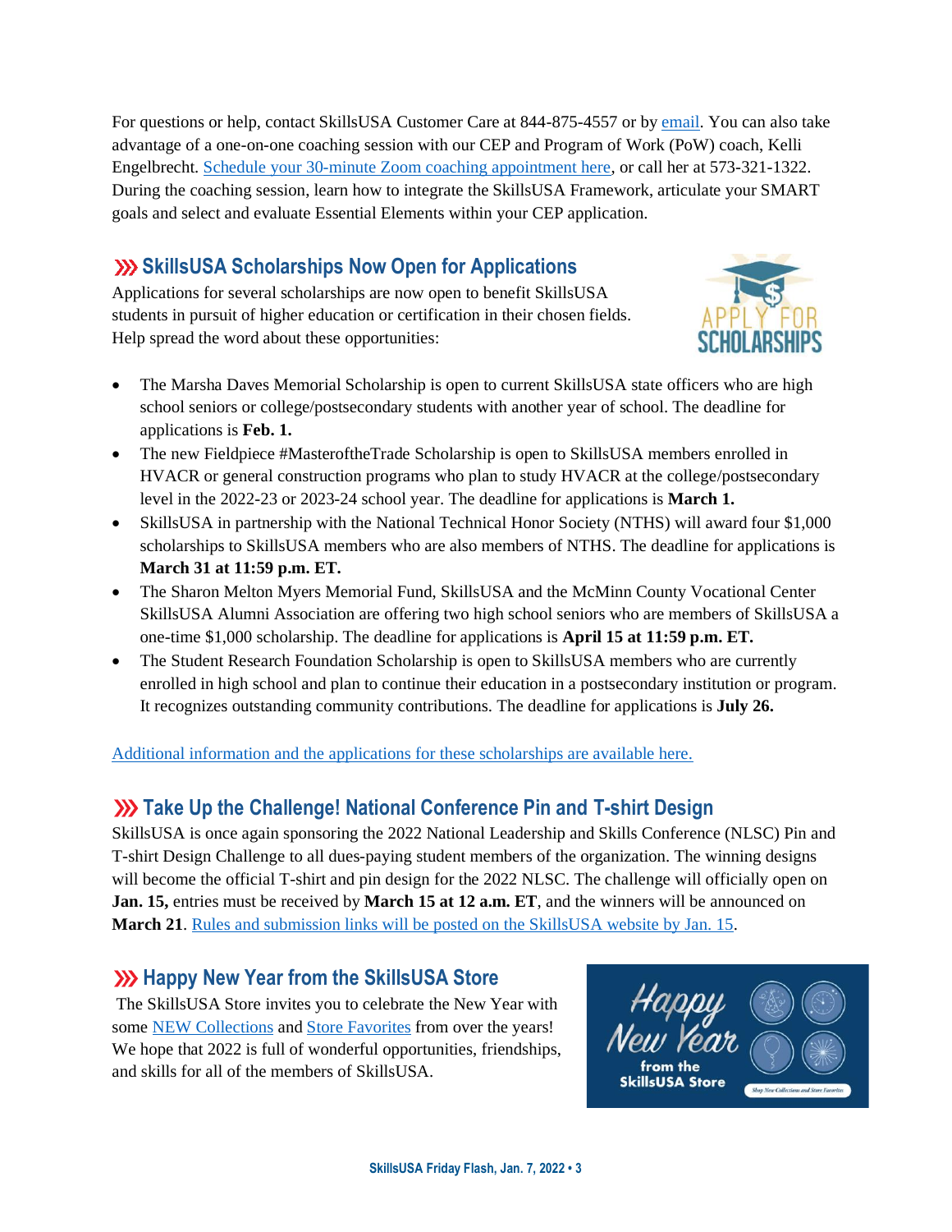For questions or help, contact SkillsUSA Customer Care at 844-875-4557 or by email. You can also take advantage of a one-on-one coaching session with our CEP and Program of Work (PoW) coach, Kelli Engelbrecht. Schedule your 30-minute Zoom coaching appointment here, or call her at 573-321-1322. During the coaching session, learn how to integrate the SkillsUSA Framework, articulate your SMART goals and select and evaluate Essential Elements within your CEP application.

## SkillsUSA Scholarships Now Open for Applications

Applications for several scholarships are now open to benefit SkillsUSA students in pursuit of higher education or certification in their chosen fields. Help spread the word about these opportunities:

- The Marsha Daves Memorial Scholarship is open to current SkillsUSA state officers who are high school seniors or college/postsecondary students with another year of school. The deadline for applications is **Feb. 1.**
- The new Fieldpiece #MasteroftheTrade Scholarship is open to SkillsUSA members enrolled in HVACR or general construction programs who plan to study HVACR at the college/postsecondary level in the 2022-23 or 2023-24 school year. The deadline for applications is **March 1.**
- SkillsUSA in partnership with the National Technical Honor Society (NTHS) will award four $1,000 scholarships to SkillsUSA members who are also members of NTHS. The deadline for applications is **March 31 at 11:59 p.m. ET.**
- The Sharon Melton Myers Memorial Fund, SkillsUSA and the McMinn County Vocational Center SkillsUSA Alumni Association are offering two high school seniors who are members of SkillsUSA a one-time $1,000 scholarship. The deadline for applications is **April 15 at 11:59 p.m. ET.**
- The Student Research Foundation Scholarship is open to SkillsUSA members who are currently enrolled in high school and plan to continue their education in a postsecondary institution or program. It recognizes outstanding community contributions. The deadline for applications is **July 26.**

Additional information and the applications for these scholarships are available here.

## Take Up the Challenge! National Conference Pin and T-shirt Design

SkillsUSA is once again sponsoring the 2022 National Leadership and Skills Conference (NLSC) Pin and T-shirt Design Challenge to all dues-paying student members of the organization. The winning designs will become the official T-shirt and pin design for the 2022 NLSC. The challenge will officially open on **Jan. 15,** entries must be received by **March 15 at 12 a.m. ET**, and the winners will be announced on **March 21**. Rules and submission links will be posted on the SkillsUSA website by Jan. 15.

## Happy New Year from the SkillsUSA Store

The SkillsUSA Store invites you to celebrate the New Year with some NEW Collections and Store Favorites from over the years! We hope that 2022 is full of wonderful opportunities, friendships, and skills for all of the members of SkillsUSA.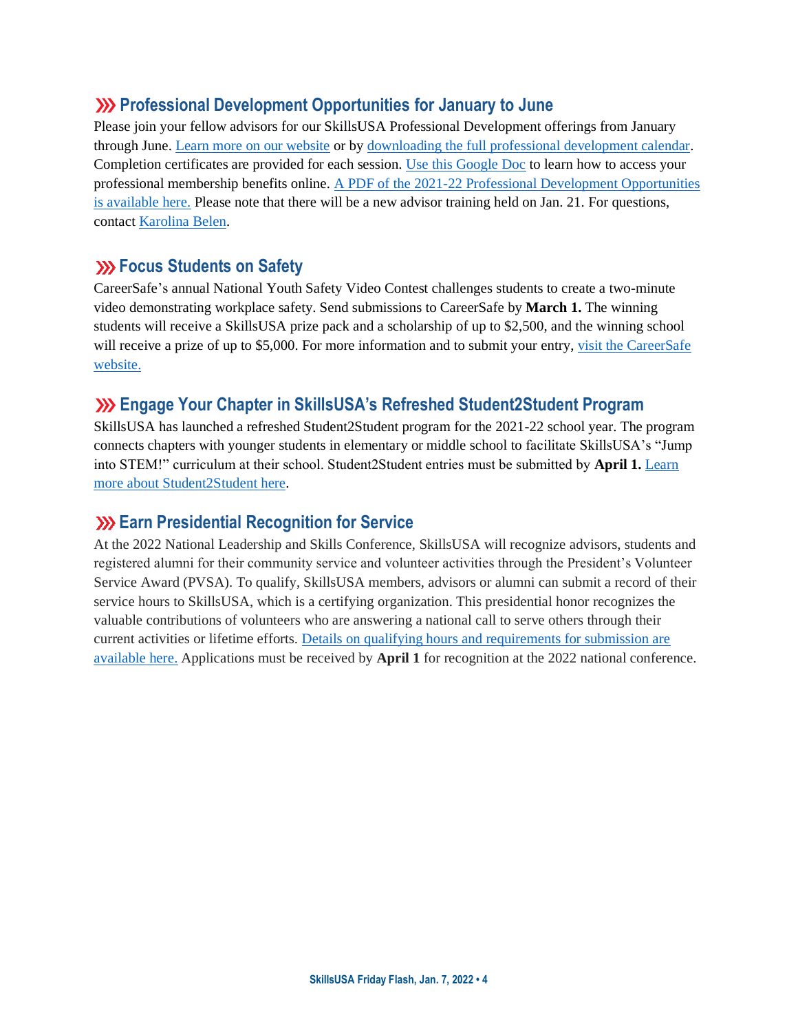## ››› Professional Development Opportunities for January to June

Please join your fellow advisors for our SkillsUSA Professional Development offerings from January through June. Learn more on our website or by downloading the full professional development calendar. Completion certificates are provided for each session. Use this Google Doc to learn how to access your professional membership benefits online. A PDF of the 2021-22 Professional Development Opportunities is available here. Please note that there will be a new advisor training held on Jan. 21. For questions, contact Karolina Belen.

## ››› Focus Students on Safety

CareerSafe's annual National Youth Safety Video Contest challenges students to create a two-minute video demonstrating workplace safety. Send submissions to CareerSafe by **March 1.** The winning students will receive a SkillsUSA prize pack and a scholarship of up to $2,500, and the winning school will receive a prize of up to $5,000. For more information and to submit your entry, visit the CareerSafe website.

## ››› Engage Your Chapter in SkillsUSA's Refreshed Student2Student Program

SkillsUSA has launched a refreshed Student2Student program for the 2021-22 school year. The program connects chapters with younger students in elementary or middle school to facilitate SkillsUSA's "Jump into STEM!" curriculum at their school. Student2Student entries must be submitted by **April 1.** Learn more about Student2Student here.

## ››› Earn Presidential Recognition for Service

At the 2022 National Leadership and Skills Conference, SkillsUSA will recognize advisors, students and registered alumni for their community service and volunteer activities through the President's Volunteer Service Award (PVSA). To qualify, SkillsUSA members, advisors or alumni can submit a record of their service hours to SkillsUSA, which is a certifying organization. This presidential honor recognizes the valuable contributions of volunteers who are answering a national call to serve others through their current activities or lifetime efforts. Details on qualifying hours and requirements for submission are available here. Applications must be received by **April 1** for recognition at the 2022 national conference.